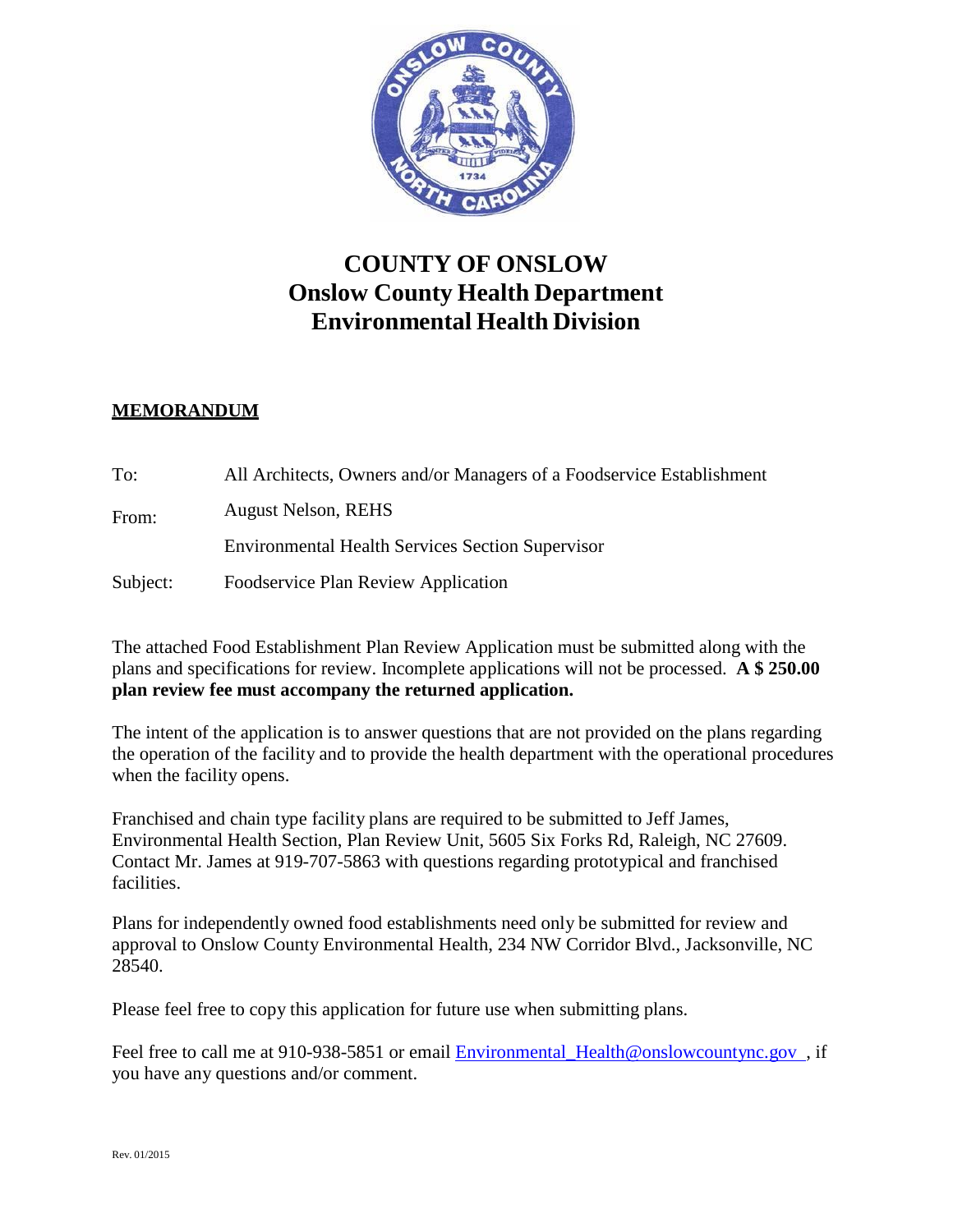# COUNTY OF ONSLOW
# Onslow County Health Department
# Environmental Health Division

**MEMORANDUM**

To: All Architects, Owners and/or Managers of a Foodservice Establishment

From: August Nelson, REHS

Environmental Health Services Section Supervisor

Subject: Foodservice Plan Review Application

The attached Food Establishment Plan Review Application must be submitted along with the plans and specifications for review. Incomplete applications will not be processed. **A $ 250.00 plan review fee must accompany the returned application.**

The intent of the application is to answer questions that are not provided on the plans regarding the operation of the facility and to provide the health department with the operational procedures when the facility opens.

Franchised and chain type facility plans are required to be submitted to Jeff James, Environmental Health Section, Plan Review Unit, 5605 Six Forks Rd, Raleigh, NC 27609. Contact Mr. James at 919-707-5863 with questions regarding prototypical and franchised facilities.

Plans for independently owned food establishments need only be submitted for review and approval to Onslow County Environmental Health, 234 NW Corridor Blvd., Jacksonville, NC 28540.

Please feel free to copy this application for future use when submitting plans.

Feel free to call me at 910-938-5851 or email Environmental_Health@onslowcountync.gov , if you have any questions and/or comment.

Rev. 01/2015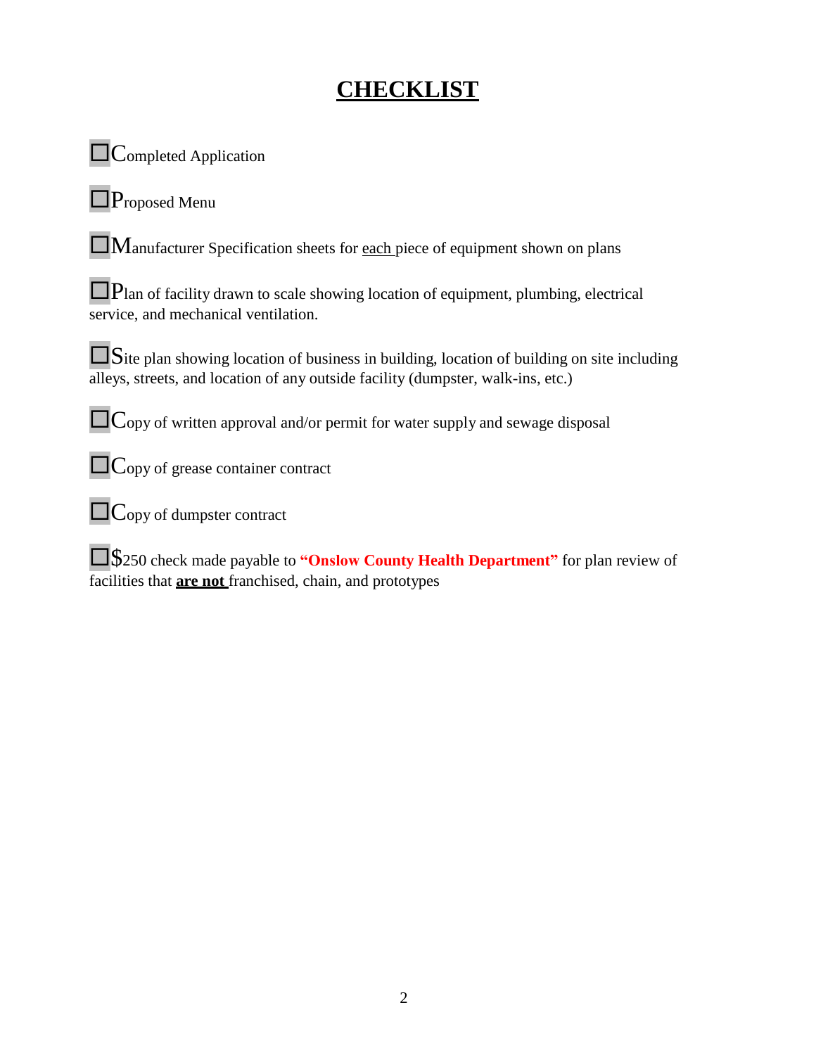# CHECKLIST

☐ Completed Application

☐ Proposed Menu

☐ Manufacturer Specification sheets for each piece of equipment shown on plans

☐ Plan of facility drawn to scale showing location of equipment, plumbing, electrical service, and mechanical ventilation.

☐ Site plan showing location of business in building, location of building on site including alleys, streets, and location of any outside facility (dumpster, walk-ins, etc.)

☐ Copy of written approval and/or permit for water supply and sewage disposal

☐ Copy of grease container contract

☐ Copy of dumpster contract

☐ $250 check made payable to **"Onslow County Health Department"** for plan review of facilities that **are not** franchised, chain, and prototypes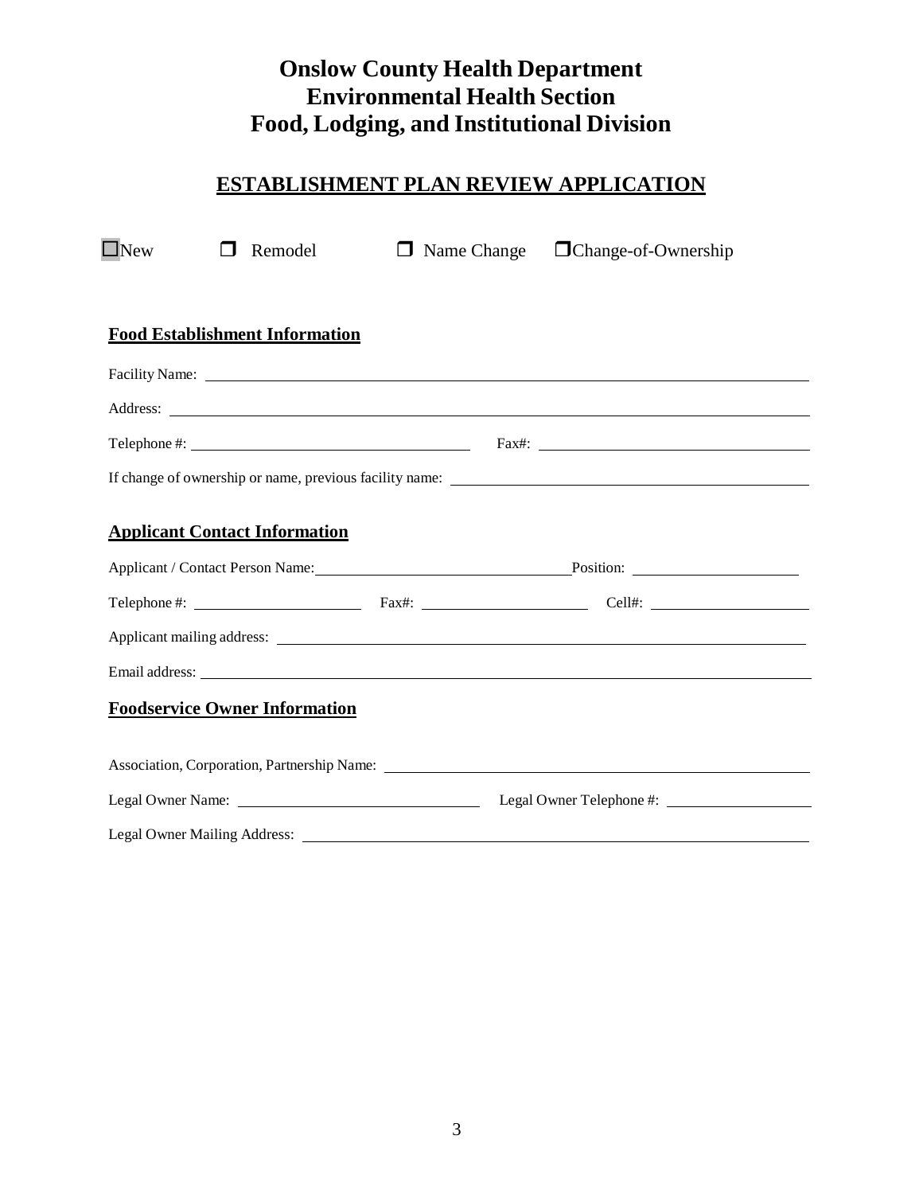# Onslow County Health Department
# Environmental Health Section
# Food, Lodging, and Institutional Division

## ESTABLISHMENT PLAN REVIEW APPLICATION

☐ New ☐ Remodel ☐ Name Change ☐ Change-of-Ownership

### Food Establishment Information

Facility Name: ______________________________

Address: ______________________________

Telephone #: ______________________________ Fax#: ______________________________

If change of ownership or name, previous facility name: ______________________________

### Applicant Contact Information

Applicant / Contact Person Name: ______________________________ Position: ______________________________

Telephone #: ______________________________ Fax#: ______________________________ Cell#: ______________________________

Applicant mailing address: ______________________________

Email address: ______________________________

### Foodservice Owner Information

Association, Corporation, Partnership Name: ______________________________

Legal Owner Name: ______________________________ Legal Owner Telephone #: ______________________________

Legal Owner Mailing Address: ______________________________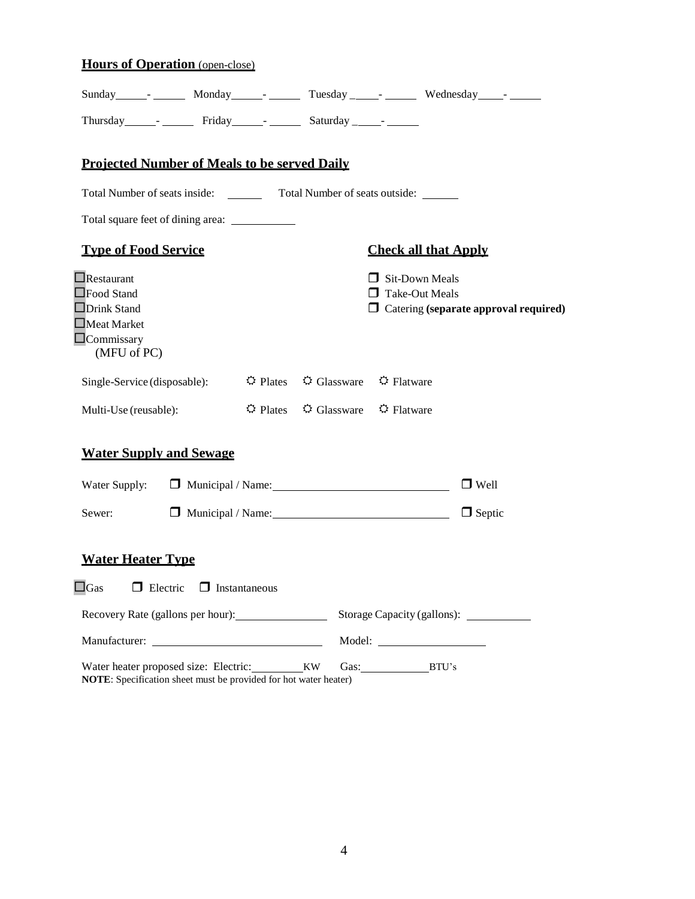## Hours of Operation (open-close)

Sunday\_\_\_\_\_\_- \_\_\_\_\_\_ Monday\_\_\_\_\_\_- \_\_\_\_\_\_ Tuesday \_\_\_\_\_- \_\_\_\_\_\_ Wednesday\_\_\_\_\_- \_\_\_\_\_\_

Thursday\_\_\_\_\_\_- \_\_\_\_\_\_ Friday\_\_\_\_\_\_- \_\_\_\_\_\_ Saturday \_\_\_\_\_- \_\_\_\_\_\_

## Projected Number of Meals to be served Daily

Total Number of seats inside: \_\_\_\_\_\_ Total Number of seats outside: \_\_\_\_\_\_

Total square feet of dining area: \_\_\_\_\_\_\_\_\_\_\_

## Type of Food Service

- ☐ Restaurant
- ☐ Food Stand
- ☐ Drink Stand
- ☐ Meat Market
- ☐ Commissary (MFU of PC)

## Check all that Apply

- ☐ Sit-Down Meals
- ☐ Take-Out Meals
- ☐ Catering **(separate approval required)**

Single-Service (disposable): ☐ Plates ☐ Glassware ☐ Flatware

Multi-Use (reusable): ☐ Plates ☐ Glassware ☐ Flatware

## Water Supply and Sewage

Water Supply: ☐ Municipal / Name: \_\_\_\_\_\_\_\_\_\_\_\_\_\_\_\_\_\_\_\_\_\_\_\_\_\_\_\_ ☐ Well

Sewer: ☐ Municipal / Name: \_\_\_\_\_\_\_\_\_\_\_\_\_\_\_\_\_\_\_\_\_\_\_\_\_\_\_\_ ☐ Septic

## Water Heater Type

☐ Gas ☐ Electric ☐ Instantaneous

Recovery Rate (gallons per hour): \_\_\_\_\_\_\_\_\_\_\_\_\_\_\_\_ Storage Capacity (gallons): \_\_\_\_\_\_\_\_\_\_\_\_

Manufacturer: \_\_\_\_\_\_\_\_\_\_\_\_\_\_\_\_\_\_\_\_\_\_\_\_\_\_\_\_ Model: \_\_\_\_\_\_\_\_\_\_\_\_\_\_\_\_\_\_\_\_

Water heater proposed size: Electric: \_\_\_\_\_\_\_\_\_\_KW Gas: \_\_\_\_\_\_\_\_\_\_\_\_\_BTU's

**NOTE**: Specification sheet must be provided for hot water heater)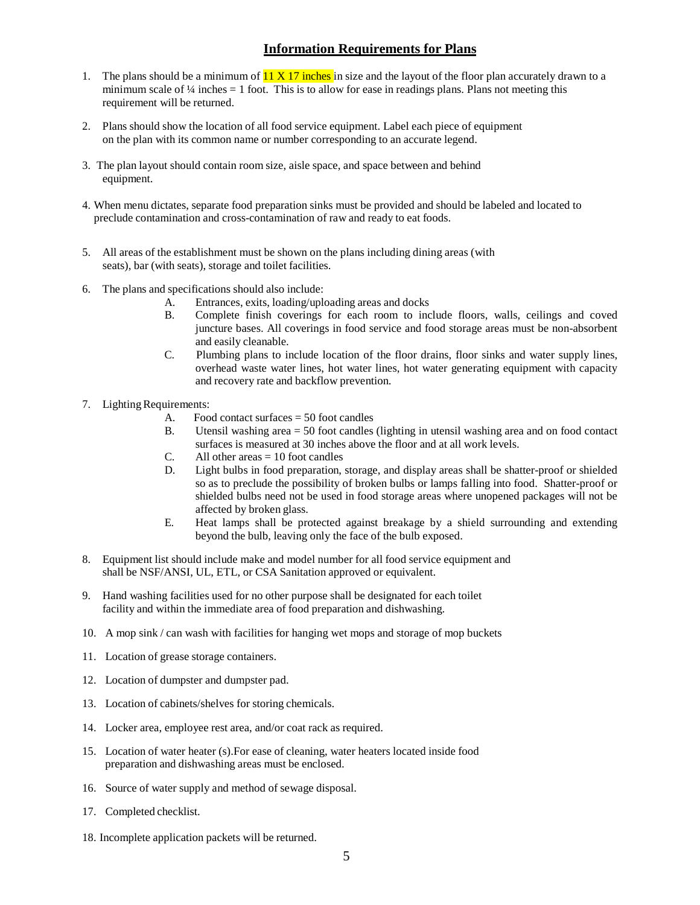## Information Requirements for Plans

1. The plans should be a minimum of 11 X 17 inches in size and the layout of the floor plan accurately drawn to a minimum scale of ¼ inches = 1 foot. This is to allow for ease in readings plans. Plans not meeting this requirement will be returned.

2. Plans should show the location of all food service equipment. Label each piece of equipment on the plan with its common name or number corresponding to an accurate legend.

3. The plan layout should contain room size, aisle space, and space between and behind equipment.

4. When menu dictates, separate food preparation sinks must be provided and should be labeled and located to preclude contamination and cross-contamination of raw and ready to eat foods.

5. All areas of the establishment must be shown on the plans including dining areas (with seats), bar (with seats), storage and toilet facilities.

6. The plans and specifications should also include:
   - A. Entrances, exits, loading/uploading areas and docks
   - B. Complete finish coverings for each room to include floors, walls, ceilings and coved juncture bases. All coverings in food service and food storage areas must be non-absorbent and easily cleanable.
   - C. Plumbing plans to include location of the floor drains, floor sinks and water supply lines, overhead waste water lines, hot water lines, hot water generating equipment with capacity and recovery rate and backflow prevention.

7. Lighting Requirements:
   - A. Food contact surfaces = 50 foot candles
   - B. Utensil washing area = 50 foot candles (lighting in utensil washing area and on food contact surfaces is measured at 30 inches above the floor and at all work levels.
   - C. All other areas = 10 foot candles
   - D. Light bulbs in food preparation, storage, and display areas shall be shatter-proof or shielded so as to preclude the possibility of broken bulbs or lamps falling into food. Shatter-proof or shielded bulbs need not be used in food storage areas where unopened packages will not be affected by broken glass.
   - E. Heat lamps shall be protected against breakage by a shield surrounding and extending beyond the bulb, leaving only the face of the bulb exposed.

8. Equipment list should include make and model number for all food service equipment and shall be NSF/ANSI, UL, ETL, or CSA Sanitation approved or equivalent.

9. Hand washing facilities used for no other purpose shall be designated for each toilet facility and within the immediate area of food preparation and dishwashing.

10. A mop sink / can wash with facilities for hanging wet mops and storage of mop buckets

11. Location of grease storage containers.

12. Location of dumpster and dumpster pad.

13. Location of cabinets/shelves for storing chemicals.

14. Locker area, employee rest area, and/or coat rack as required.

15. Location of water heater (s).For ease of cleaning, water heaters located inside food preparation and dishwashing areas must be enclosed.

16. Source of water supply and method of sewage disposal.

17. Completed checklist.

18. Incomplete application packets will be returned.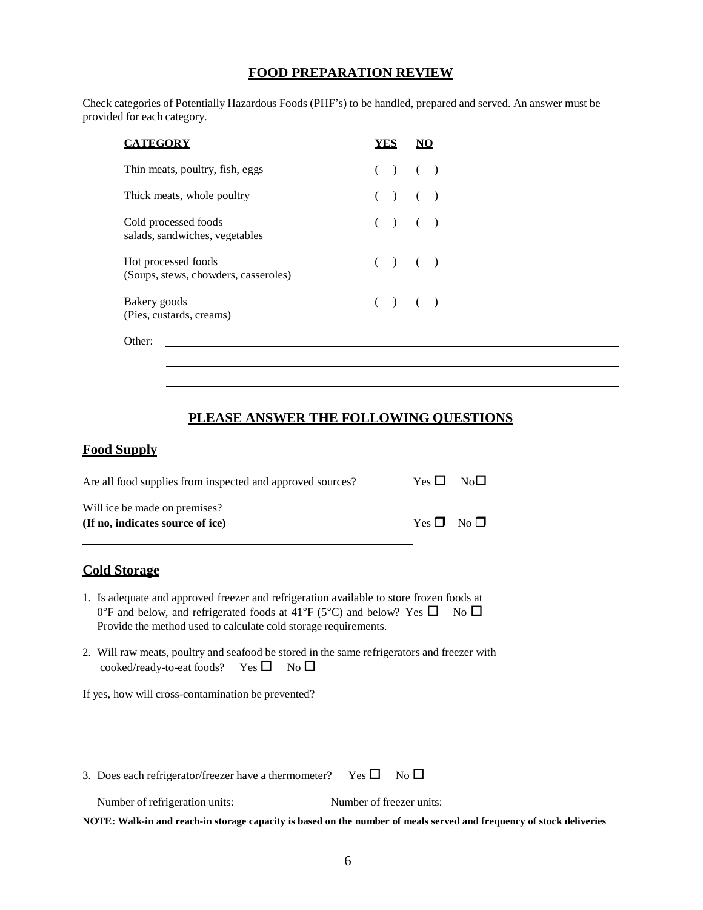## FOOD PREPARATION REVIEW

Check categories of Potentially Hazardous Foods (PHF's) to be handled, prepared and served. An answer must be provided for each category.

| CATEGORY | YES | NO |
|---|---|---|
| Thin meats, poultry, fish, eggs | ( ) | ( ) |
| Thick meats, whole poultry | ( ) | ( ) |
| Cold processed foods<br>salads, sandwiches, vegetables | ( ) | ( ) |
| Hot processed foods<br>(Soups, stews, chowders, casseroles) | ( ) | ( ) |
| Bakery goods<br>(Pies, custards, creams) | ( ) | ( ) |

Other: ______________________________________________

______________________________________________

______________________________________________

## PLEASE ANSWER THE FOLLOWING QUESTIONS

### Food Supply

Are all food supplies from inspected and approved sources? Yes ☐ No ☐

Will ice be made on premises?
**(If no, indicates source of ice)** Yes ☐ No ☐

______________________________________________

### Cold Storage

1. Is adequate and approved freezer and refrigeration available to store frozen foods at 0°F and below, and refrigerated foods at 41°F (5°C) and below? Yes ☐ No ☐
   Provide the method used to calculate cold storage requirements.

2. Will raw meats, poultry and seafood be stored in the same refrigerators and freezer with cooked/ready-to-eat foods? Yes ☐ No ☐

If yes, how will cross-contamination be prevented?

______________________________________________

______________________________________________

______________________________________________

3. Does each refrigerator/freezer have a thermometer? Yes ☐ No ☐

   Number of refrigeration units: ___________ Number of freezer units: ___________

**NOTE: Walk-in and reach-in storage capacity is based on the number of meals served and frequency of stock deliveries**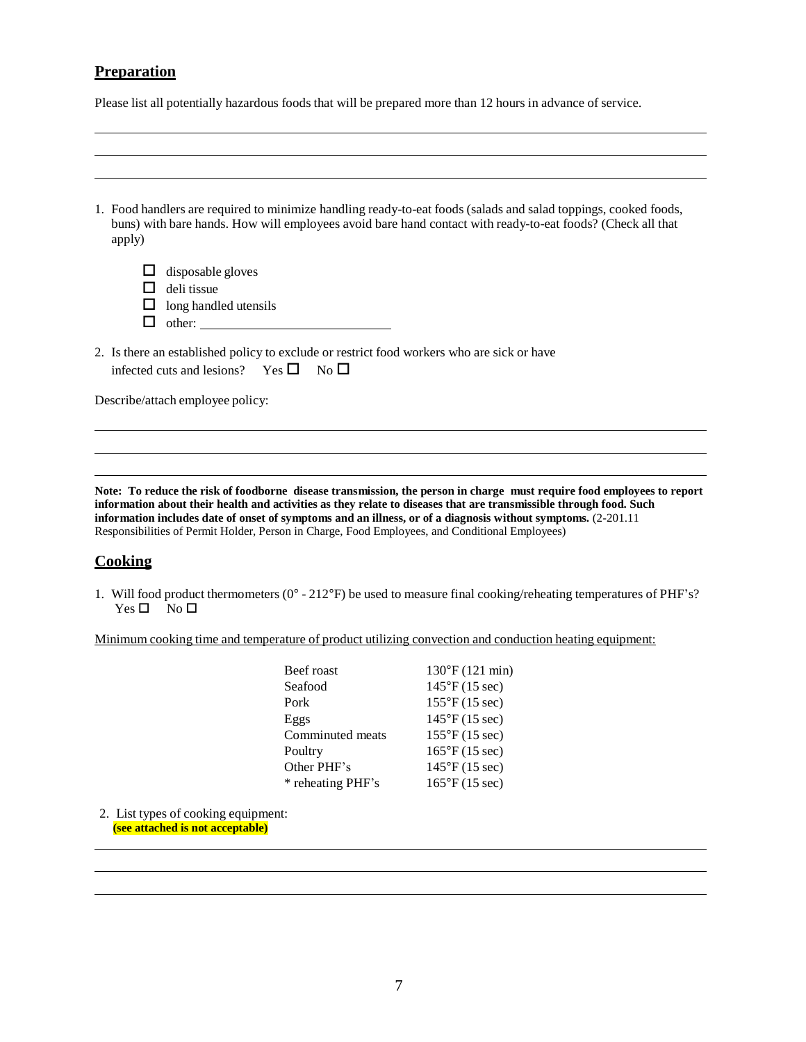## Preparation

Please list all potentially hazardous foods that will be prepared more than 12 hours in advance of service.

\_\_\_\_\_\_\_\_\_\_\_\_\_\_\_\_\_\_\_\_\_\_\_\_\_\_\_\_\_\_\_\_\_\_\_\_\_\_\_\_\_\_\_\_\_\_\_\_\_\_\_\_\_\_\_\_\_\_\_\_\_\_\_\_\_\_\_\_\_\_\_\_\_\_\_\_\_\_

\_\_\_\_\_\_\_\_\_\_\_\_\_\_\_\_\_\_\_\_\_\_\_\_\_\_\_\_\_\_\_\_\_\_\_\_\_\_\_\_\_\_\_\_\_\_\_\_\_\_\_\_\_\_\_\_\_\_\_\_\_\_\_\_\_\_\_\_\_\_\_\_\_\_\_\_\_\_

\_\_\_\_\_\_\_\_\_\_\_\_\_\_\_\_\_\_\_\_\_\_\_\_\_\_\_\_\_\_\_\_\_\_\_\_\_\_\_\_\_\_\_\_\_\_\_\_\_\_\_\_\_\_\_\_\_\_\_\_\_\_\_\_\_\_\_\_\_\_\_\_\_\_\_\_\_\_

1. Food handlers are required to minimize handling ready-to-eat foods (salads and salad toppings, cooked foods, buns) with bare hands. How will employees avoid bare hand contact with ready-to-eat foods? (Check all that apply)

   - ☐ disposable gloves
   - ☐ deli tissue
   - ☐ long handled utensils
   - ☐ other: \_\_\_\_\_\_\_\_\_\_\_\_\_\_\_\_\_\_\_\_\_\_\_\_\_\_\_\_

2. Is there an established policy to exclude or restrict food workers who are sick or have infected cuts and lesions? Yes ☐ No ☐

Describe/attach employee policy:

\_\_\_\_\_\_\_\_\_\_\_\_\_\_\_\_\_\_\_\_\_\_\_\_\_\_\_\_\_\_\_\_\_\_\_\_\_\_\_\_\_\_\_\_\_\_\_\_\_\_\_\_\_\_\_\_\_\_\_\_\_\_\_\_\_\_\_\_\_\_\_\_\_\_\_\_\_\_

\_\_\_\_\_\_\_\_\_\_\_\_\_\_\_\_\_\_\_\_\_\_\_\_\_\_\_\_\_\_\_\_\_\_\_\_\_\_\_\_\_\_\_\_\_\_\_\_\_\_\_\_\_\_\_\_\_\_\_\_\_\_\_\_\_\_\_\_\_\_\_\_\_\_\_\_\_\_

\_\_\_\_\_\_\_\_\_\_\_\_\_\_\_\_\_\_\_\_\_\_\_\_\_\_\_\_\_\_\_\_\_\_\_\_\_\_\_\_\_\_\_\_\_\_\_\_\_\_\_\_\_\_\_\_\_\_\_\_\_\_\_\_\_\_\_\_\_\_\_\_\_\_\_\_\_\_

**Note: To reduce the risk of foodborne disease transmission, the person in charge must require food employees to report information about their health and activities as they relate to diseases that are transmissible through food. Such information includes date of onset of symptoms and an illness, or of a diagnosis without symptoms.** (2-201.11 Responsibilities of Permit Holder, Person in Charge, Food Employees, and Conditional Employees)

## Cooking

1. Will food product thermometers (0° - 212°F) be used to measure final cooking/reheating temperatures of PHF's? Yes ☐ No ☐

Minimum cooking time and temperature of product utilizing convection and conduction heating equipment:

| | |
|---|---|
| Beef roast | 130°F (121 min) |
| Seafood | 145°F (15 sec) |
| Pork | 155°F (15 sec) |
| Eggs | 145°F (15 sec) |
| Comminuted meats | 155°F (15 sec) |
| Poultry | 165°F (15 sec) |
| Other PHF's | 145°F (15 sec) |
| * reheating PHF's | 165°F (15 sec) |

2. List types of cooking equipment:
   **(see attached is not acceptable)**

\_\_\_\_\_\_\_\_\_\_\_\_\_\_\_\_\_\_\_\_\_\_\_\_\_\_\_\_\_\_\_\_\_\_\_\_\_\_\_\_\_\_\_\_\_\_\_\_\_\_\_\_\_\_\_\_\_\_\_\_\_\_\_\_\_\_\_\_\_\_\_\_\_\_\_\_\_\_

\_\_\_\_\_\_\_\_\_\_\_\_\_\_\_\_\_\_\_\_\_\_\_\_\_\_\_\_\_\_\_\_\_\_\_\_\_\_\_\_\_\_\_\_\_\_\_\_\_\_\_\_\_\_\_\_\_\_\_\_\_\_\_\_\_\_\_\_\_\_\_\_\_\_\_\_\_\_

\_\_\_\_\_\_\_\_\_\_\_\_\_\_\_\_\_\_\_\_\_\_\_\_\_\_\_\_\_\_\_\_\_\_\_\_\_\_\_\_\_\_\_\_\_\_\_\_\_\_\_\_\_\_\_\_\_\_\_\_\_\_\_\_\_\_\_\_\_\_\_\_\_\_\_\_\_\_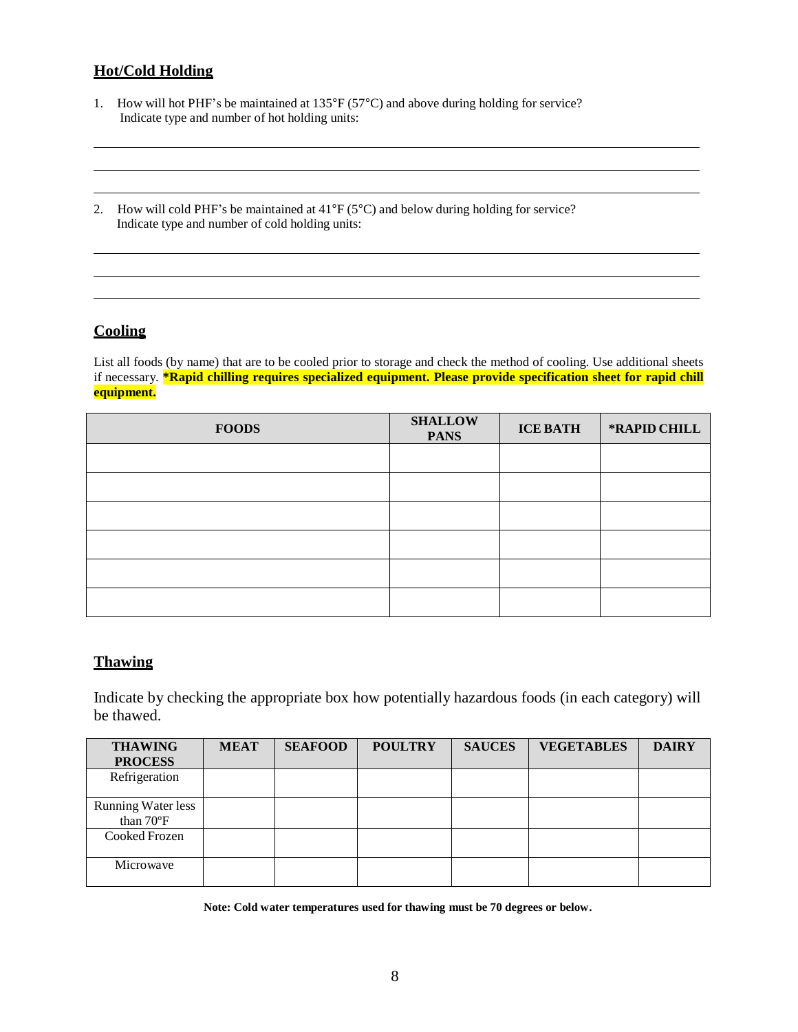## Hot/Cold Holding

1. How will hot PHF's be maintained at 135°F (57°C) and above during holding for service? Indicate type and number of hot holding units:

2. How will cold PHF's be maintained at 41°F (5°C) and below during holding for service? Indicate type and number of cold holding units:

## Cooling

List all foods (by name) that are to be cooled prior to storage and check the method of cooling. Use additional sheets if necessary. **\*Rapid chilling requires specialized equipment. Please provide specification sheet for rapid chill equipment.**

| FOODS | SHALLOW PANS | ICE BATH | *RAPID CHILL |
|---|---|---|---|
| | | | |
| | | | |
| | | | |
| | | | |
| | | | |
| | | | |

## Thawing

Indicate by checking the appropriate box how potentially hazardous foods (in each category) will be thawed.

| THAWING PROCESS | MEAT | SEAFOOD | POULTRY | SAUCES | VEGETABLES | DAIRY |
|---|---|---|---|---|---|---|
| Refrigeration | | | | | | |
| Running Water less than 70ºF | | | | | | |
| Cooked Frozen | | | | | | |
| Microwave | | | | | | |

**Note: Cold water temperatures used for thawing must be 70 degrees or below.**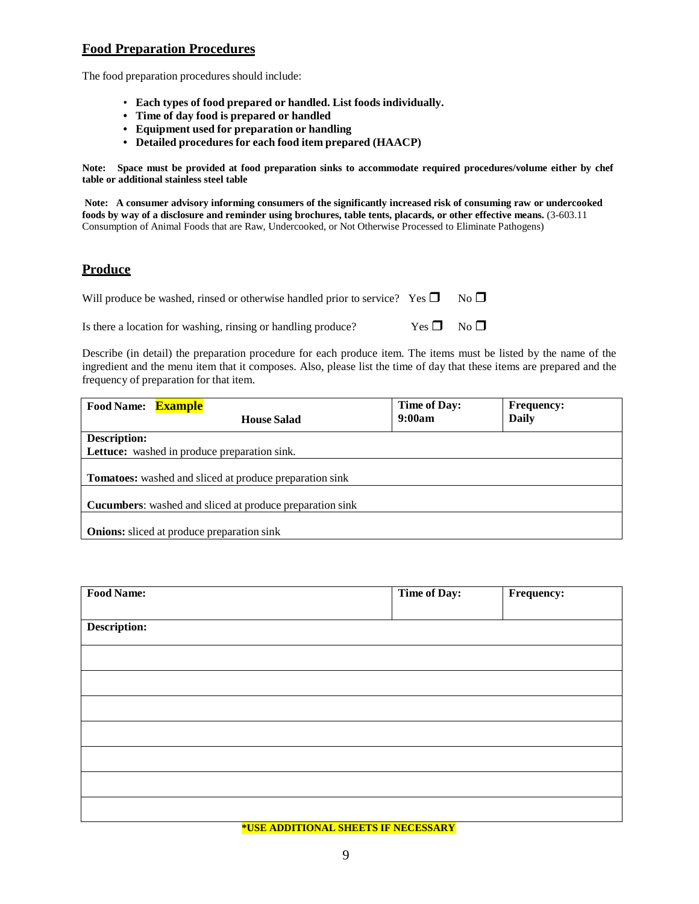## Food Preparation Procedures

The food preparation procedures should include:

- **Each types of food prepared or handled. List foods individually.**
- **Time of day food is prepared or handled**
- **Equipment used for preparation or handling**
- **Detailed procedures for each food item prepared (HAACP)**

**Note: Space must be provided at food preparation sinks to accommodate required procedures/volume either by chef table or additional stainless steel table**

**Note: A consumer advisory informing consumers of the significantly increased risk of consuming raw or undercooked foods by way of a disclosure and reminder using brochures, table tents, placards, or other effective means.** (3-603.11 Consumption of Animal Foods that are Raw, Undercooked, or Not Otherwise Processed to Eliminate Pathogens)

## Produce

Will produce be washed, rinsed or otherwise handled prior to service? Yes ☐ No ☐

Is there a location for washing, rinsing or handling produce? Yes ☐ No ☐

Describe (in detail) the preparation procedure for each produce item. The items must be listed by the name of the ingredient and the menu item that it composes. Also, please list the time of day that these items are prepared and the frequency of preparation for that item.

| **Food Name: Example** **House Salad** | **Time of Day: 9:00am** | **Frequency: Daily** |
|---|---|---|
| **Description:** **Lettuce:** washed in produce preparation sink. | | |
| **Tomatoes:** washed and sliced at produce preparation sink | | |
| **Cucumbers**: washed and sliced at produce preparation sink | | |
| **Onions:** sliced at produce preparation sink | | |

| **Food Name:** | **Time of Day:** | **Frequency:** |
|---|---|---|
| **Description:** | | |
| | | |
| | | |
| | | |
| | | |
| | | |
| | | |
| | | |

***USE ADDITIONAL SHEETS IF NECESSARY**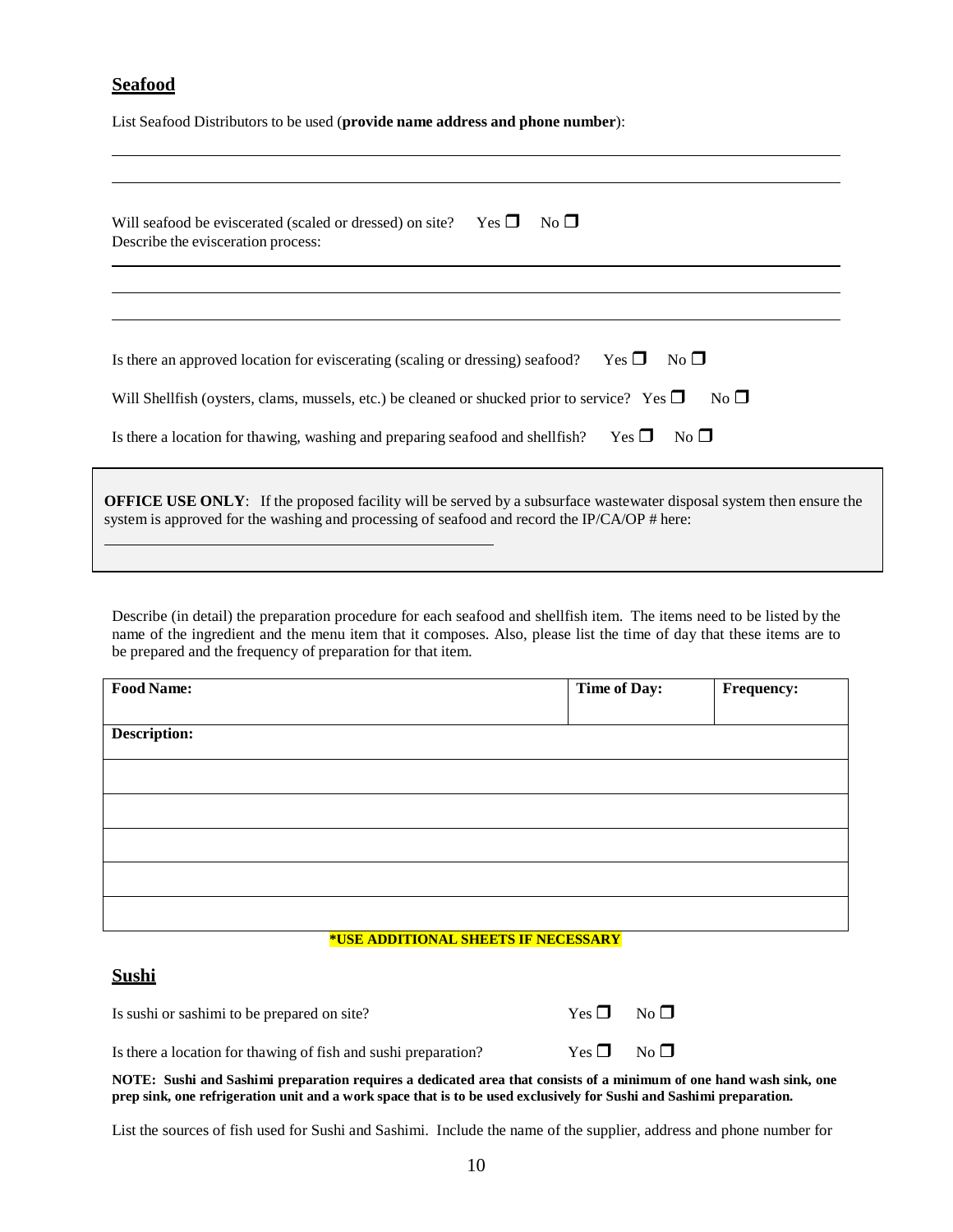## Seafood

List Seafood Distributors to be used (**provide name address and phone number**):

\_\_\_\_\_\_\_\_\_\_\_\_\_\_\_\_\_\_\_\_\_\_\_\_\_\_\_\_\_\_\_\_\_\_\_\_\_\_\_\_\_\_\_\_\_\_\_\_\_\_\_\_\_\_\_\_\_\_\_\_\_\_\_\_\_\_\_\_\_\_\_\_\_\_\_\_\_\_

\_\_\_\_\_\_\_\_\_\_\_\_\_\_\_\_\_\_\_\_\_\_\_\_\_\_\_\_\_\_\_\_\_\_\_\_\_\_\_\_\_\_\_\_\_\_\_\_\_\_\_\_\_\_\_\_\_\_\_\_\_\_\_\_\_\_\_\_\_\_\_\_\_\_\_\_\_\_

Will seafood be eviscerated (scaled or dressed) on site? Yes ☐ No ☐

Describe the evisceration process:

\_\_\_\_\_\_\_\_\_\_\_\_\_\_\_\_\_\_\_\_\_\_\_\_\_\_\_\_\_\_\_\_\_\_\_\_\_\_\_\_\_\_\_\_\_\_\_\_\_\_\_\_\_\_\_\_\_\_\_\_\_\_\_\_\_\_\_\_\_\_\_\_\_\_\_\_\_\_

\_\_\_\_\_\_\_\_\_\_\_\_\_\_\_\_\_\_\_\_\_\_\_\_\_\_\_\_\_\_\_\_\_\_\_\_\_\_\_\_\_\_\_\_\_\_\_\_\_\_\_\_\_\_\_\_\_\_\_\_\_\_\_\_\_\_\_\_\_\_\_\_\_\_\_\_\_\_

\_\_\_\_\_\_\_\_\_\_\_\_\_\_\_\_\_\_\_\_\_\_\_\_\_\_\_\_\_\_\_\_\_\_\_\_\_\_\_\_\_\_\_\_\_\_\_\_\_\_\_\_\_\_\_\_\_\_\_\_\_\_\_\_\_\_\_\_\_\_\_\_\_\_\_\_\_\_

Is there an approved location for eviscerating (scaling or dressing) seafood? Yes ☐ No ☐

Will Shellfish (oysters, clams, mussels, etc.) be cleaned or shucked prior to service? Yes ☐ No ☐

Is there a location for thawing, washing and preparing seafood and shellfish? Yes ☐ No ☐

> **OFFICE USE ONLY**: If the proposed facility will be served by a subsurface wastewater disposal system then ensure the system is approved for the washing and processing of seafood and record the IP/CA/OP # here:
>
> \_\_\_\_\_\_\_\_\_\_\_\_\_\_\_\_\_\_\_\_\_\_\_\_\_\_\_\_\_\_\_\_\_\_\_\_\_\_\_\_\_\_\_\_

Describe (in detail) the preparation procedure for each seafood and shellfish item. The items need to be listed by the name of the ingredient and the menu item that it composes. Also, please list the time of day that these items are to be prepared and the frequency of preparation for that item.

| **Food Name:** | **Time of Day:** | **Frequency:** |
|---|---|---|
| **Description:** | | |
| | | |
| | | |
| | | |
| | | |
| | | |

**\*USE ADDITIONAL SHEETS IF NECESSARY**

## Sushi

Is sushi or sashimi to be prepared on site? Yes ☐ No ☐

Is there a location for thawing of fish and sushi preparation? Yes ☐ No ☐

**NOTE: Sushi and Sashimi preparation requires a dedicated area that consists of a minimum of one hand wash sink, one prep sink, one refrigeration unit and a work space that is to be used exclusively for Sushi and Sashimi preparation.**

List the sources of fish used for Sushi and Sashimi. Include the name of the supplier, address and phone number for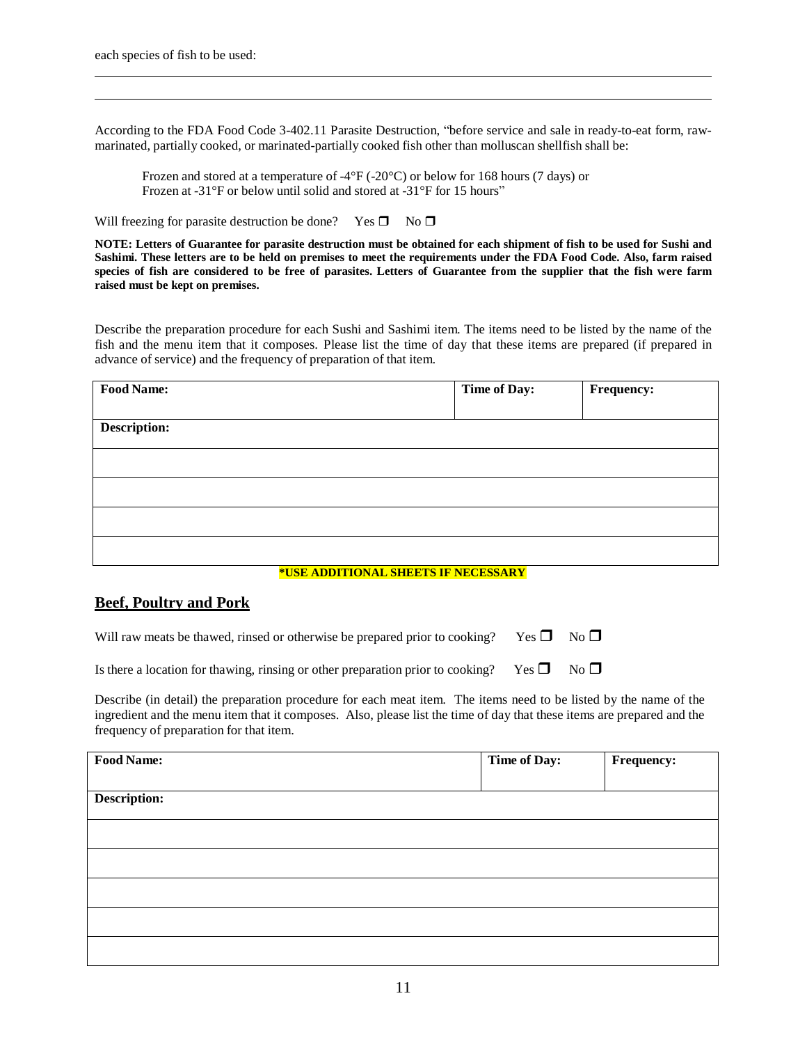each species of fish to be used:

\_\_\_\_\_\_\_\_\_\_\_\_\_\_\_\_\_\_\_\_\_\_\_\_\_\_\_\_\_\_\_\_\_\_\_\_\_\_\_\_\_\_\_\_\_\_\_\_\_\_\_\_\_\_\_\_\_\_\_\_\_\_\_\_\_\_\_\_\_\_\_\_\_\_\_\_\_\_

\_\_\_\_\_\_\_\_\_\_\_\_\_\_\_\_\_\_\_\_\_\_\_\_\_\_\_\_\_\_\_\_\_\_\_\_\_\_\_\_\_\_\_\_\_\_\_\_\_\_\_\_\_\_\_\_\_\_\_\_\_\_\_\_\_\_\_\_\_\_\_\_\_\_\_\_\_\_

According to the FDA Food Code 3-402.11 Parasite Destruction, "before service and sale in ready-to-eat form, raw-marinated, partially cooked, or marinated-partially cooked fish other than molluscan shellfish shall be:

> Frozen and stored at a temperature of -4°F (-20°C) or below for 168 hours (7 days) or
> Frozen at -31°F or below until solid and stored at -31°F for 15 hours"

Will freezing for parasite destruction be done? Yes ☐ No ☐

**NOTE: Letters of Guarantee for parasite destruction must be obtained for each shipment of fish to be used for Sushi and Sashimi. These letters are to be held on premises to meet the requirements under the FDA Food Code. Also, farm raised species of fish are considered to be free of parasites. Letters of Guarantee from the supplier that the fish were farm raised must be kept on premises.**

Describe the preparation procedure for each Sushi and Sashimi item. The items need to be listed by the name of the fish and the menu item that it composes. Please list the time of day that these items are prepared (if prepared in advance of service) and the frequency of preparation of that item.

| **Food Name:** | **Time of Day:** | **Frequency:** |
|---|---|---|
| **Description:** | | |
| | | |
| | | |
| | | |
| | | |

**\*USE ADDITIONAL SHEETS IF NECESSARY**

## Beef, Poultry and Pork

Will raw meats be thawed, rinsed or otherwise be prepared prior to cooking? Yes ☐ No ☐

Is there a location for thawing, rinsing or other preparation prior to cooking? Yes ☐ No ☐

Describe (in detail) the preparation procedure for each meat item. The items need to be listed by the name of the ingredient and the menu item that it composes. Also, please list the time of day that these items are prepared and the frequency of preparation for that item.

| **Food Name:** | **Time of Day:** | **Frequency:** |
|---|---|---|
| **Description:** | | |
| | | |
| | | |
| | | |
| | | |
| | | |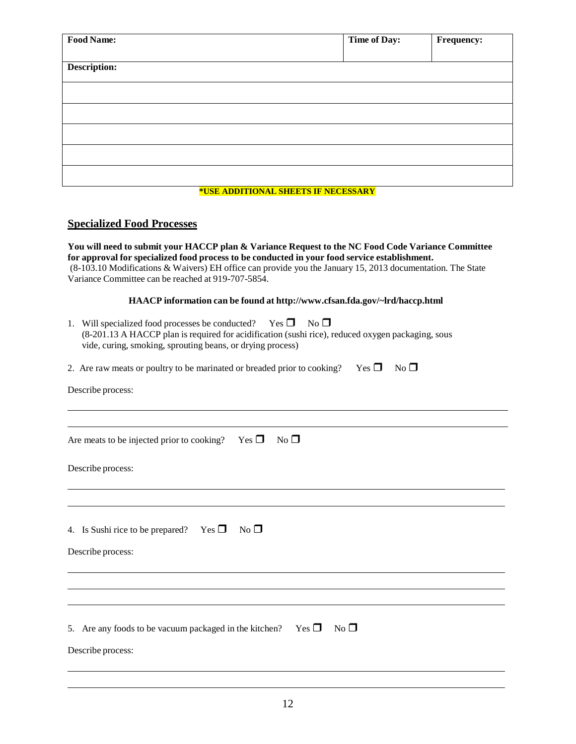| Food Name: | Time of Day: | Frequency: |
|---|---|---|
| Description: | | |
| | | |
| | | |
| | | |
| | | |
| | | |

**\*USE ADDITIONAL SHEETS IF NECESSARY**

## Specialized Food Processes

**You will need to submit your HACCP plan & Variance Request to the NC Food Code Variance Committee for approval for specialized food process to be conducted in your food service establishment.**
(8-103.10 Modifications & Waivers) EH office can provide you the January 15, 2013 documentation. The State Variance Committee can be reached at 919-707-5854.

**HAACP information can be found at http://www.cfsan.fda.gov/~lrd/haccp.html**

1. Will specialized food processes be conducted? Yes ☐ No ☐
   (8-201.13 A HACCP plan is required for acidification (sushi rice), reduced oxygen packaging, sous vide, curing, smoking, sprouting beans, or drying process)

2. Are raw meats or poultry to be marinated or breaded prior to cooking? Yes ☐ No ☐

Describe process:

______________________________________________________________________

______________________________________________________________________

Are meats to be injected prior to cooking? Yes ☐ No ☐

Describe process:

______________________________________________________________________

______________________________________________________________________

4. Is Sushi rice to be prepared? Yes ☐ No ☐

Describe process:

______________________________________________________________________

______________________________________________________________________

______________________________________________________________________

5. Are any foods to be vacuum packaged in the kitchen? Yes ☐ No ☐

Describe process:

______________________________________________________________________

______________________________________________________________________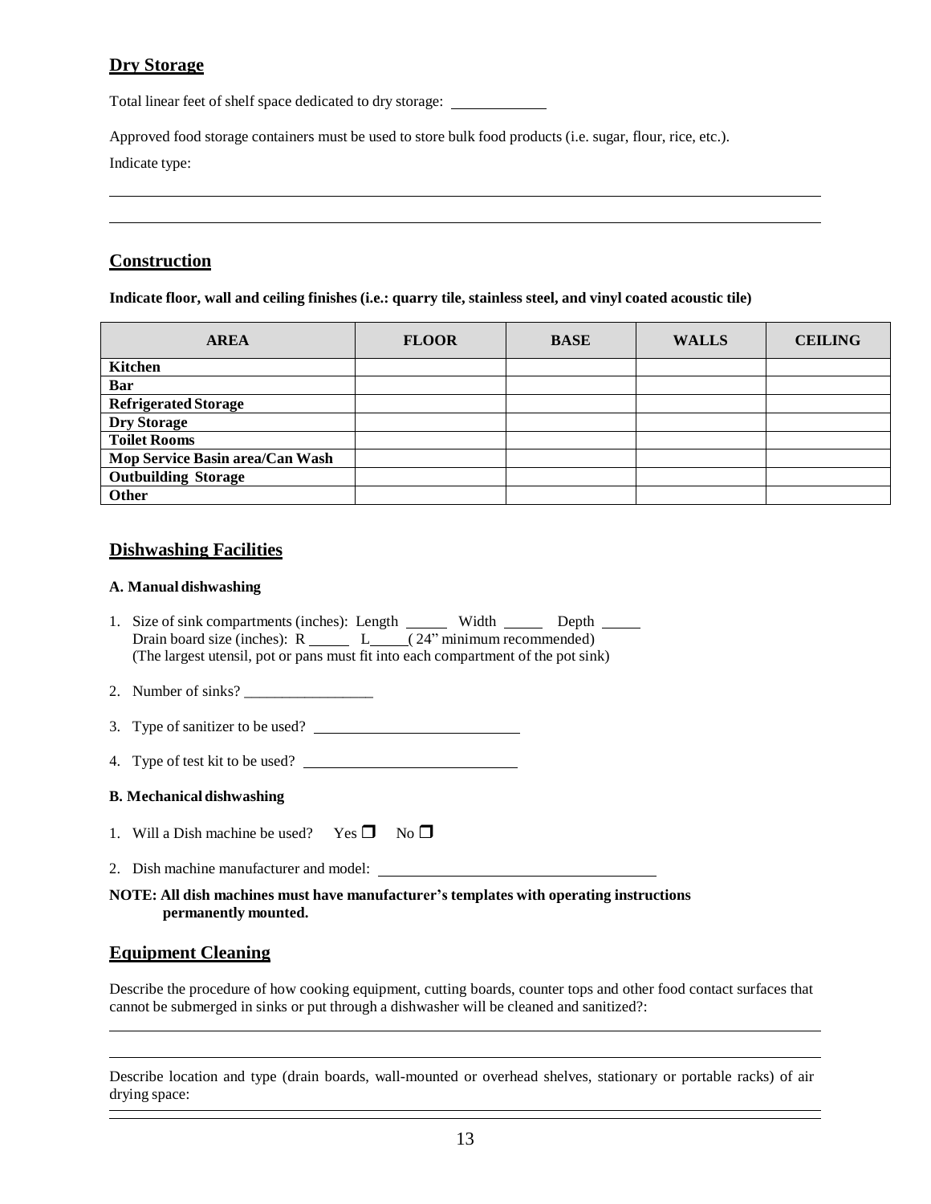## Dry Storage

Total linear feet of shelf space dedicated to dry storage: ____________

Approved food storage containers must be used to store bulk food products (i.e. sugar, flour, rice, etc.).

Indicate type:

______________________________________________________________________________

______________________________________________________________________________

## Construction

**Indicate floor, wall and ceiling finishes (i.e.: quarry tile, stainless steel, and vinyl coated acoustic tile)**

| AREA | FLOOR | BASE | WALLS | CEILING |
|---|---|---|---|---|
| **Kitchen** | | | | |
| **Bar** | | | | |
| **Refrigerated Storage** | | | | |
| **Dry Storage** | | | | |
| **Toilet Rooms** | | | | |
| **Mop Service Basin area/Can Wash** | | | | |
| **Outbuilding Storage** | | | | |
| **Other** | | | | |

## Dishwashing Facilities

**A. Manual dishwashing**

1. Size of sink compartments (inches): Length _____ Width _____ Depth _____
   Drain board size (inches): R _____ L_____( 24" minimum recommended)
   (The largest utensil, pot or pans must fit into each compartment of the pot sink)

2. Number of sinks? _________________

3. Type of sanitizer to be used? ___________________________

4. Type of test kit to be used? ___________________________

**B. Mechanical dishwashing**

1. Will a Dish machine be used? Yes ☐ No ☐

2. Dish machine manufacturer and model: ___________________________________

**NOTE: All dish machines must have manufacturer's templates with operating instructions permanently mounted.**

## Equipment Cleaning

Describe the procedure of how cooking equipment, cutting boards, counter tops and other food contact surfaces that cannot be submerged in sinks or put through a dishwasher will be cleaned and sanitized?:

______________________________________________________________________________

______________________________________________________________________________

Describe location and type (drain boards, wall-mounted or overhead shelves, stationary or portable racks) of air drying space:

______________________________________________________________________________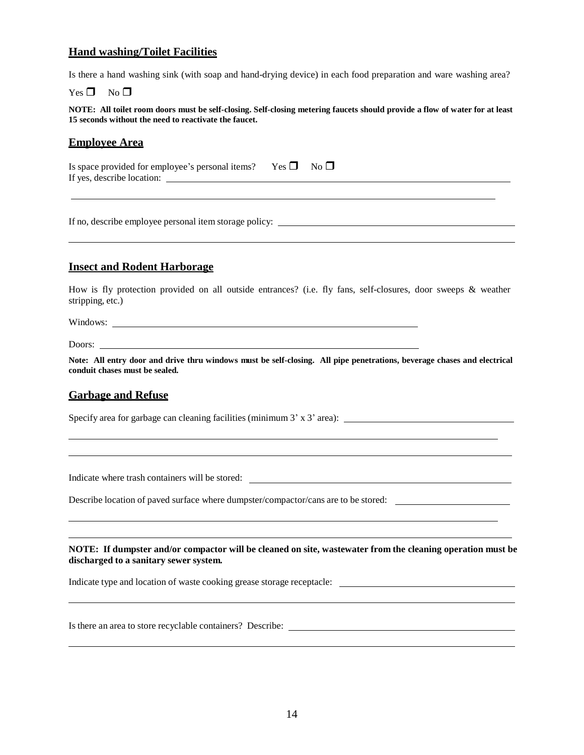## Hand washing/Toilet Facilities

Is there a hand washing sink (with soap and hand-drying device) in each food preparation and ware washing area?

Yes ☐ No ☐

**NOTE: All toilet room doors must be self-closing. Self-closing metering faucets should provide a flow of water for at least 15 seconds without the need to reactivate the faucet.**

## Employee Area

Is space provided for employee's personal items? Yes ☐ No ☐
If yes, describe location: ______________________________________________

______________________________________________

If no, describe employee personal item storage policy: ______________________________________________

______________________________________________

## Insect and Rodent Harborage

How is fly protection provided on all outside entrances? (i.e. fly fans, self-closures, door sweeps & weather stripping, etc.)

Windows: ______________________________________________

Doors: ______________________________________________

**Note: All entry door and drive thru windows must be self-closing. All pipe penetrations, beverage chases and electrical conduit chases must be sealed.**

## Garbage and Refuse

Specify area for garbage can cleaning facilities (minimum 3' x 3' area): ______________________________________________

______________________________________________

______________________________________________

Indicate where trash containers will be stored: ______________________________________________

Describe location of paved surface where dumpster/compactor/cans are to be stored: ______________________________________________

______________________________________________

______________________________________________

**NOTE: If dumpster and/or compactor will be cleaned on site, wastewater from the cleaning operation must be discharged to a sanitary sewer system.**

Indicate type and location of waste cooking grease storage receptacle: ______________________________________________

______________________________________________

Is there an area to store recyclable containers? Describe: ______________________________________________

______________________________________________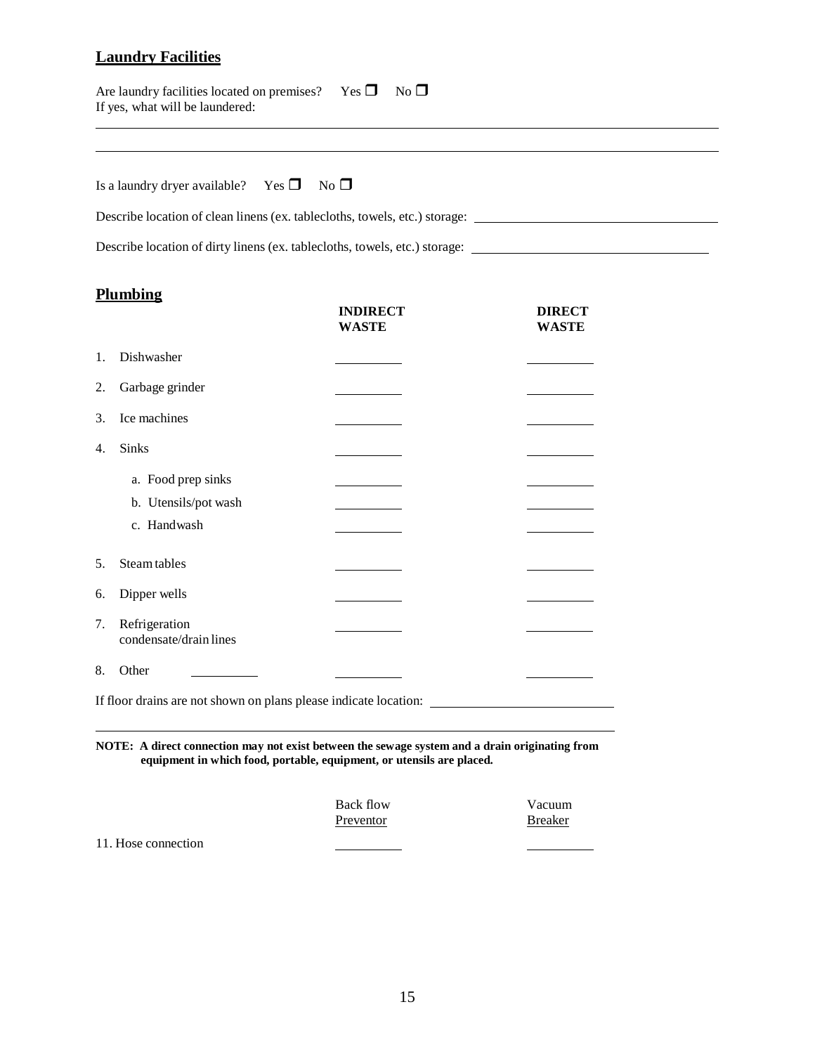## Laundry Facilities

Are laundry facilities located on premises? Yes ☐ No ☐

If yes, what will be laundered:

______________________________________________________________________

______________________________________________________________________

Is a laundry dryer available? Yes ☐ No ☐

Describe location of clean linens (ex. tablecloths, towels, etc.) storage: ______________________

Describe location of dirty linens (ex. tablecloths, towels, etc.) storage: ______________________

## Plumbing

| | INDIRECT WASTE | DIRECT WASTE |
|---|---|---|
| 1. Dishwasher | ______ | ______ |
| 2. Garbage grinder | ______ | ______ |
| 3. Ice machines | ______ | ______ |
| 4. Sinks | ______ | ______ |
| a. Food prep sinks | ______ | ______ |
| b. Utensils/pot wash | ______ | ______ |
| c. Handwash | ______ | ______ |
| 5. Steam tables | ______ | ______ |
| 6. Dipper wells | ______ | ______ |
| 7. Refrigeration condensate/drain lines | ______ | ______ |
| 8. Other ______ | ______ | ______ |

If floor drains are not shown on plans please indicate location: ______________________

______________________________________________________________________

**NOTE: A direct connection may not exist between the sewage system and a drain originating from equipment in which food, portable, equipment, or utensils are placed.**

| | Back flow Preventor | Vacuum Breaker |
|---|---|---|
| 11. Hose connection | ______ | ______ |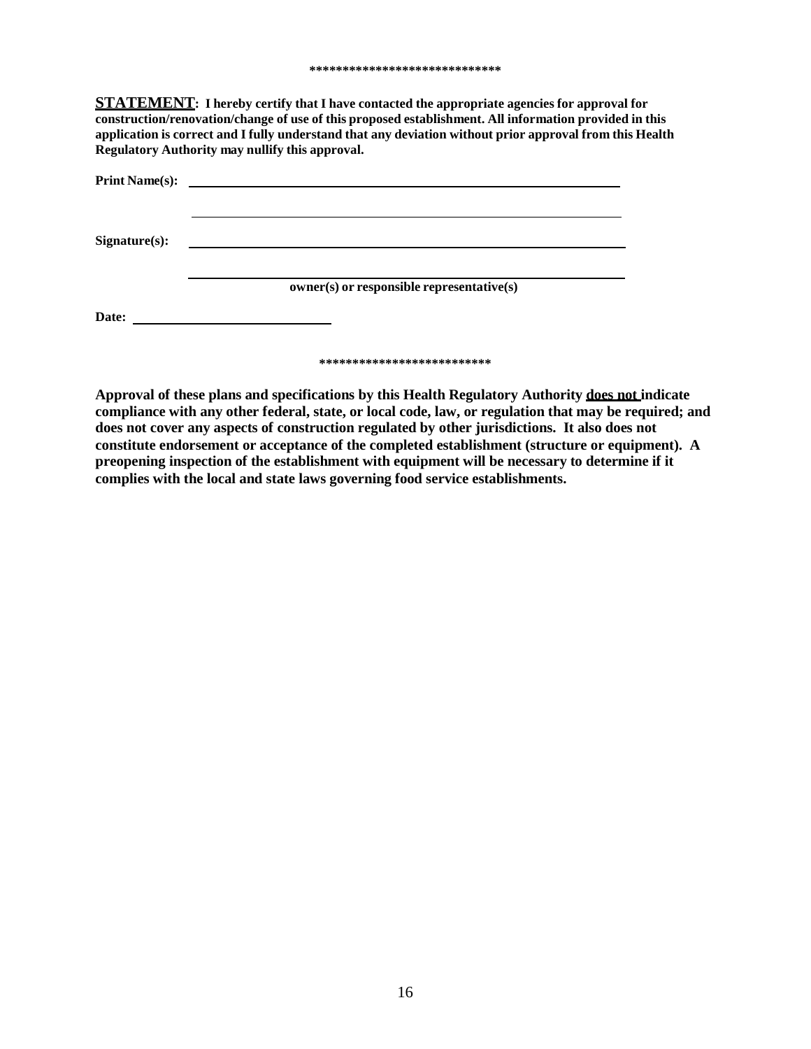****************************

**STATEMENT: I hereby certify that I have contacted the appropriate agencies for approval for construction/renovation/change of use of this proposed establishment. All information provided in this application is correct and I fully understand that any deviation without prior approval from this Health Regulatory Authority may nullify this approval.**

**Print Name(s):** ______________________________________________________________

______________________________________________________________

**Signature(s):** ______________________________________________________________

______________________________________________________________

**owner(s) or responsible representative(s)**

**Date:** ______________________________

*************************

**Approval of these plans and specifications by this Health Regulatory Authority does not indicate compliance with any other federal, state, or local code, law, or regulation that may be required; and does not cover any aspects of construction regulated by other jurisdictions. It also does not constitute endorsement or acceptance of the completed establishment (structure or equipment). A preopening inspection of the establishment with equipment will be necessary to determine if it complies with the local and state laws governing food service establishments.**